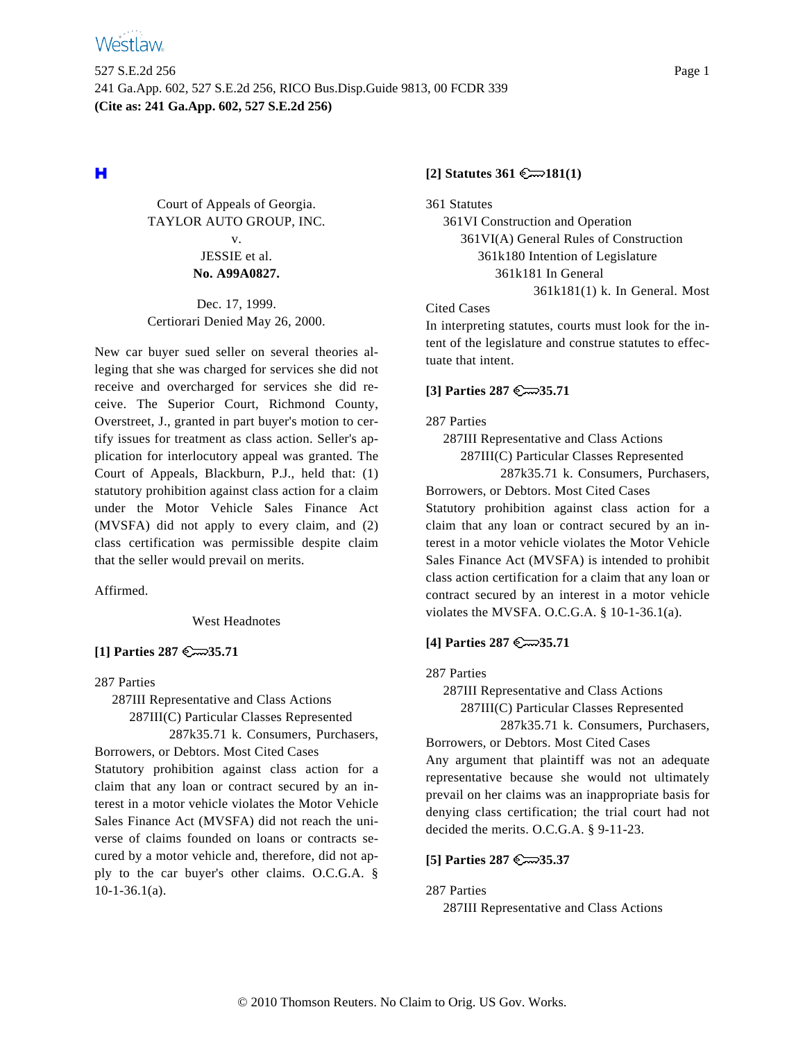Court of Appeals of Georgia.
TAYLOR AUTO GROUP, INC.
v.
JESSIE et al.
**No. A99A0827.**

Dec. 17, 1999.
Certiorari Denied May 26, 2000.

New car buyer sued seller on several theories alleging that she was charged for services she did not receive and overcharged for services she did receive. The Superior Court, Richmond County, Overstreet, J., granted in part buyer's motion to certify issues for treatment as class action. Seller's application for interlocutory appeal was granted. The Court of Appeals, Blackburn, P.J., held that: (1) statutory prohibition against class action for a claim under the Motor Vehicle Sales Finance Act (MVSFA) did not apply to every claim, and (2) class certification was permissible despite claim that the seller would prevail on merits.

Affirmed.

West Headnotes

**[1] Parties 287 35.71**

287 Parties
287III Representative and Class Actions
287III(C) Particular Classes Represented
287k35.71 k. Consumers, Purchasers, Borrowers, or Debtors. Most Cited Cases

Statutory prohibition against class action for a claim that any loan or contract secured by an interest in a motor vehicle violates the Motor Vehicle Sales Finance Act (MVSFA) did not reach the universe of claims founded on loans or contracts secured by a motor vehicle and, therefore, did not apply to the car buyer's other claims. O.C.G.A. § 10-1-36.1(a).

**[2] Statutes 361 181(1)**

361 Statutes
361VI Construction and Operation
361VI(A) General Rules of Construction
361k180 Intention of Legislature
361k181 In General
361k181(1) k. In General. Most Cited Cases

In interpreting statutes, courts must look for the intent of the legislature and construe statutes to effectuate that intent.

**[3] Parties 287 35.71**

287 Parties
287III Representative and Class Actions
287III(C) Particular Classes Represented
287k35.71 k. Consumers, Purchasers, Borrowers, or Debtors. Most Cited Cases

Statutory prohibition against class action for a claim that any loan or contract secured by an interest in a motor vehicle violates the Motor Vehicle Sales Finance Act (MVSFA) is intended to prohibit class action certification for a claim that any loan or contract secured by an interest in a motor vehicle violates the MVSFA. O.C.G.A. § 10-1-36.1(a).

**[4] Parties 287 35.71**

287 Parties
287III Representative and Class Actions
287III(C) Particular Classes Represented
287k35.71 k. Consumers, Purchasers, Borrowers, or Debtors. Most Cited Cases

Any argument that plaintiff was not an adequate representative because she would not ultimately prevail on her claims was an inappropriate basis for denying class certification; the trial court had not decided the merits. O.C.G.A. § 9-11-23.

**[5] Parties 287 35.37**

287 Parties
287III Representative and Class Actions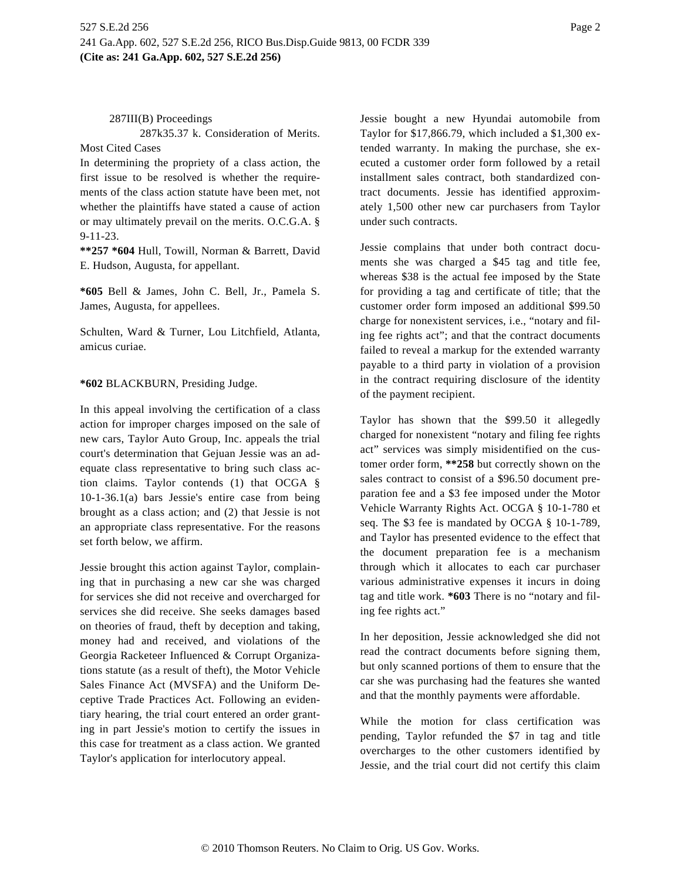287III(B) Proceedings

287k35.37 k. Consideration of Merits. Most Cited Cases

In determining the propriety of a class action, the first issue to be resolved is whether the requirements of the class action statute have been met, not whether the plaintiffs have stated a cause of action or may ultimately prevail on the merits. O.C.G.A. § 9-11-23.

**\*\*257 \*604** Hull, Towill, Norman & Barrett, David E. Hudson, Augusta, for appellant.

**\*605** Bell & James, John C. Bell, Jr., Pamela S. James, Augusta, for appellees.

Schulten, Ward & Turner, Lou Litchfield, Atlanta, amicus curiae.

**\*602** BLACKBURN, Presiding Judge.

In this appeal involving the certification of a class action for improper charges imposed on the sale of new cars, Taylor Auto Group, Inc. appeals the trial court's determination that Gejuan Jessie was an adequate class representative to bring such class action claims. Taylor contends (1) that OCGA § 10-1-36.1(a) bars Jessie's entire case from being brought as a class action; and (2) that Jessie is not an appropriate class representative. For the reasons set forth below, we affirm.

Jessie brought this action against Taylor, complaining that in purchasing a new car she was charged for services she did not receive and overcharged for services she did receive. She seeks damages based on theories of fraud, theft by deception and taking, money had and received, and violations of the Georgia Racketeer Influenced & Corrupt Organizations statute (as a result of theft), the Motor Vehicle Sales Finance Act (MVSFA) and the Uniform Deceptive Trade Practices Act. Following an evidentiary hearing, the trial court entered an order granting in part Jessie's motion to certify the issues in this case for treatment as a class action. We granted Taylor's application for interlocutory appeal.

Jessie bought a new Hyundai automobile from Taylor for $17,866.79, which included a $1,300 extended warranty. In making the purchase, she executed a customer order form followed by a retail installment sales contract, both standardized contract documents. Jessie has identified approximately 1,500 other new car purchasers from Taylor under such contracts.

Jessie complains that under both contract documents she was charged a $45 tag and title fee, whereas $38 is the actual fee imposed by the State for providing a tag and certificate of title; that the customer order form imposed an additional $99.50 charge for nonexistent services, i.e., "notary and filing fee rights act"; and that the contract documents failed to reveal a markup for the extended warranty payable to a third party in violation of a provision in the contract requiring disclosure of the identity of the payment recipient.

Taylor has shown that the $99.50 it allegedly charged for nonexistent "notary and filing fee rights act" services was simply misidentified on the customer order form, **\*\*258** but correctly shown on the sales contract to consist of a $96.50 document preparation fee and a $3 fee imposed under the Motor Vehicle Warranty Rights Act. OCGA § 10-1-780 et seq. The $3 fee is mandated by OCGA § 10-1-789, and Taylor has presented evidence to the effect that the document preparation fee is a mechanism through which it allocates to each car purchaser various administrative expenses it incurs in doing tag and title work. **\*603** There is no "notary and filing fee rights act."

In her deposition, Jessie acknowledged she did not read the contract documents before signing them, but only scanned portions of them to ensure that the car she was purchasing had the features she wanted and that the monthly payments were affordable.

While the motion for class certification was pending, Taylor refunded the $7 in tag and title overcharges to the other customers identified by Jessie, and the trial court did not certify this claim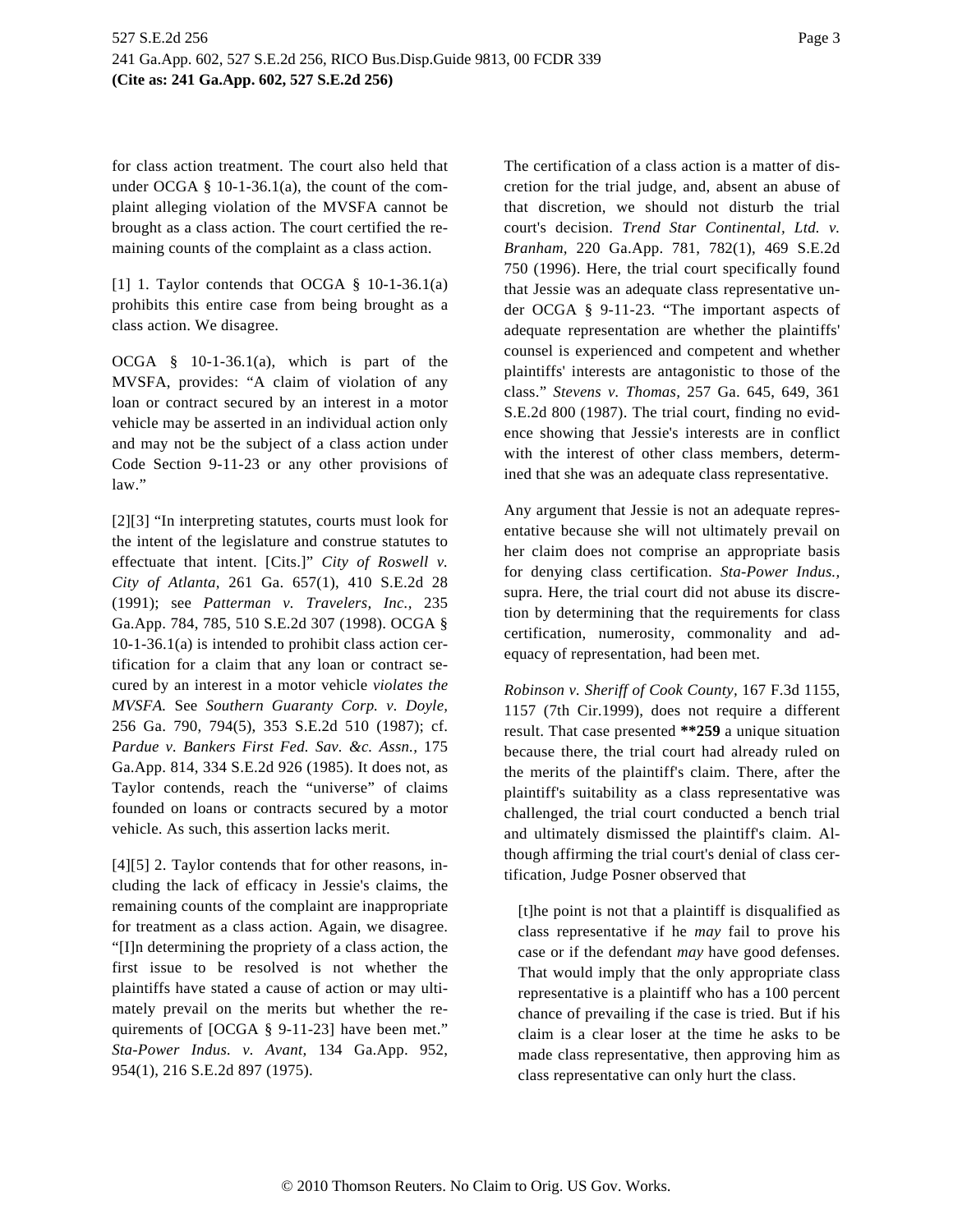for class action treatment. The court also held that under OCGA § 10-1-36.1(a), the count of the complaint alleging violation of the MVSFA cannot be brought as a class action. The court certified the remaining counts of the complaint as a class action.

[1] 1. Taylor contends that OCGA § 10-1-36.1(a) prohibits this entire case from being brought as a class action. We disagree.

OCGA § 10-1-36.1(a), which is part of the MVSFA, provides: "A claim of violation of any loan or contract secured by an interest in a motor vehicle may be asserted in an individual action only and may not be the subject of a class action under Code Section 9-11-23 or any other provisions of law."

[2][3] "In interpreting statutes, courts must look for the intent of the legislature and construe statutes to effectuate that intent. [Cits.]" *City of Roswell v. City of Atlanta*, 261 Ga. 657(1), 410 S.E.2d 28 (1991); see *Patterman v. Travelers, Inc.,* 235 Ga.App. 784, 785, 510 S.E.2d 307 (1998). OCGA § 10-1-36.1(a) is intended to prohibit class action certification for a claim that any loan or contract secured by an interest in a motor vehicle *violates the MVSFA.* See *Southern Guaranty Corp. v. Doyle,* 256 Ga. 790, 794(5), 353 S.E.2d 510 (1987); cf. *Pardue v. Bankers First Fed. Sav. &c. Assn.,* 175 Ga.App. 814, 334 S.E.2d 926 (1985). It does not, as Taylor contends, reach the "universe" of claims founded on loans or contracts secured by a motor vehicle. As such, this assertion lacks merit.

[4][5] 2. Taylor contends that for other reasons, including the lack of efficacy in Jessie's claims, the remaining counts of the complaint are inappropriate for treatment as a class action. Again, we disagree. "[I]n determining the propriety of a class action, the first issue to be resolved is not whether the plaintiffs have stated a cause of action or may ultimately prevail on the merits but whether the requirements of [OCGA § 9-11-23] have been met." *Sta-Power Indus. v. Avant,* 134 Ga.App. 952, 954(1), 216 S.E.2d 897 (1975).

The certification of a class action is a matter of discretion for the trial judge, and, absent an abuse of that discretion, we should not disturb the trial court's decision. *Trend Star Continental, Ltd. v. Branham,* 220 Ga.App. 781, 782(1), 469 S.E.2d 750 (1996). Here, the trial court specifically found that Jessie was an adequate class representative under OCGA § 9-11-23. "The important aspects of adequate representation are whether the plaintiffs' counsel is experienced and competent and whether plaintiffs' interests are antagonistic to those of the class." *Stevens v. Thomas,* 257 Ga. 645, 649, 361 S.E.2d 800 (1987). The trial court, finding no evidence showing that Jessie's interests are in conflict with the interest of other class members, determined that she was an adequate class representative.

Any argument that Jessie is not an adequate representative because she will not ultimately prevail on her claim does not comprise an appropriate basis for denying class certification. *Sta-Power Indus.,* supra. Here, the trial court did not abuse its discretion by determining that the requirements for class certification, numerosity, commonality and adequacy of representation, had been met.

*Robinson v. Sheriff of Cook County,* 167 F.3d 1155, 1157 (7th Cir.1999), does not require a different result. That case presented **\*\*259** a unique situation because there, the trial court had already ruled on the merits of the plaintiff's claim. There, after the plaintiff's suitability as a class representative was challenged, the trial court conducted a bench trial and ultimately dismissed the plaintiff's claim. Although affirming the trial court's denial of class certification, Judge Posner observed that

> [t]he point is not that a plaintiff is disqualified as class representative if he *may* fail to prove his case or if the defendant *may* have good defenses. That would imply that the only appropriate class representative is a plaintiff who has a 100 percent chance of prevailing if the case is tried. But if his claim is a clear loser at the time he asks to be made class representative, then approving him as class representative can only hurt the class.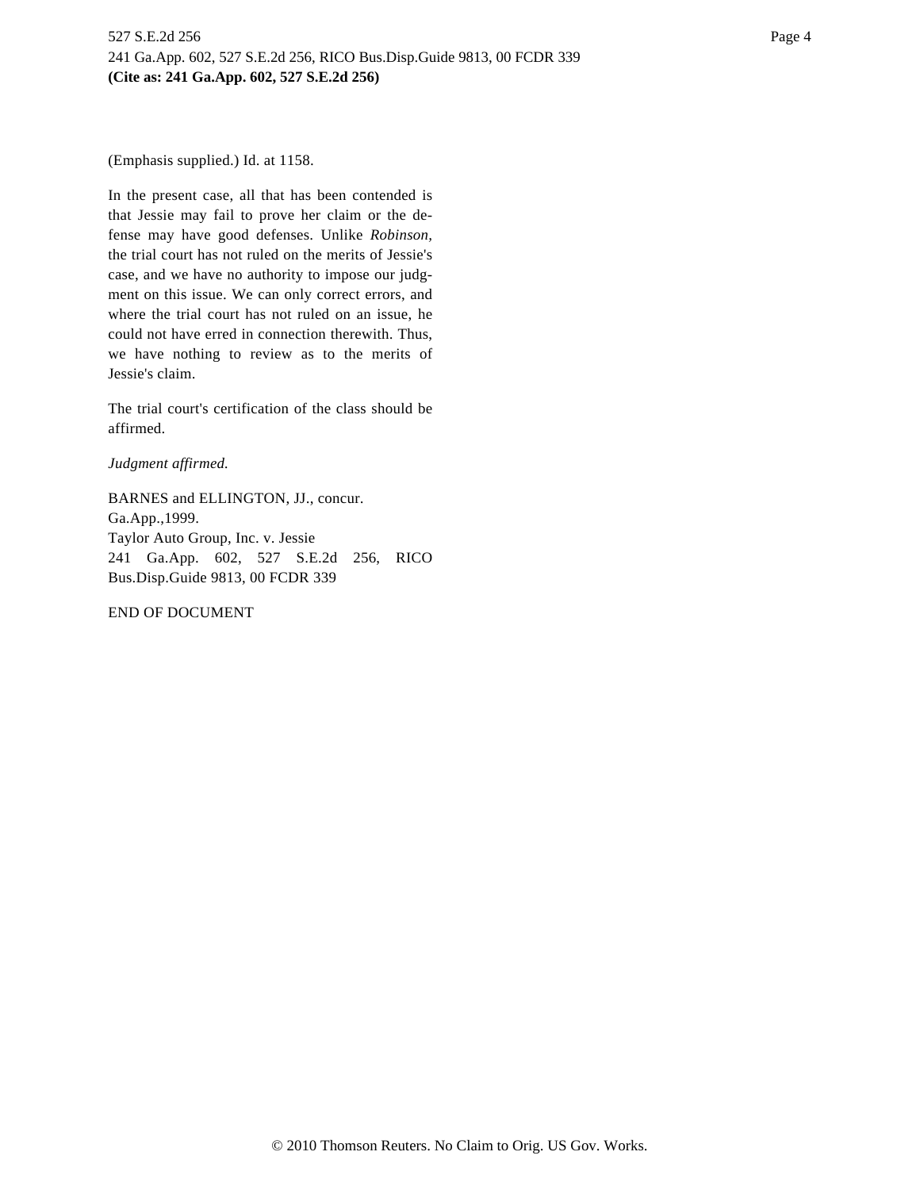(Emphasis supplied.) Id. at 1158.

In the present case, all that has been contended is that Jessie may fail to prove her claim or the defense may have good defenses. Unlike *Robinson,* the trial court has not ruled on the merits of Jessie's case, and we have no authority to impose our judgment on this issue. We can only correct errors, and where the trial court has not ruled on an issue, he could not have erred in connection therewith. Thus, we have nothing to review as to the merits of Jessie's claim.

The trial court's certification of the class should be affirmed.

*Judgment affirmed.*

BARNES and ELLINGTON, JJ., concur.
Ga.App.,1999.
Taylor Auto Group, Inc. v. Jessie
241 Ga.App. 602, 527 S.E.2d 256, RICO Bus.Disp.Guide 9813, 00 FCDR 339

END OF DOCUMENT